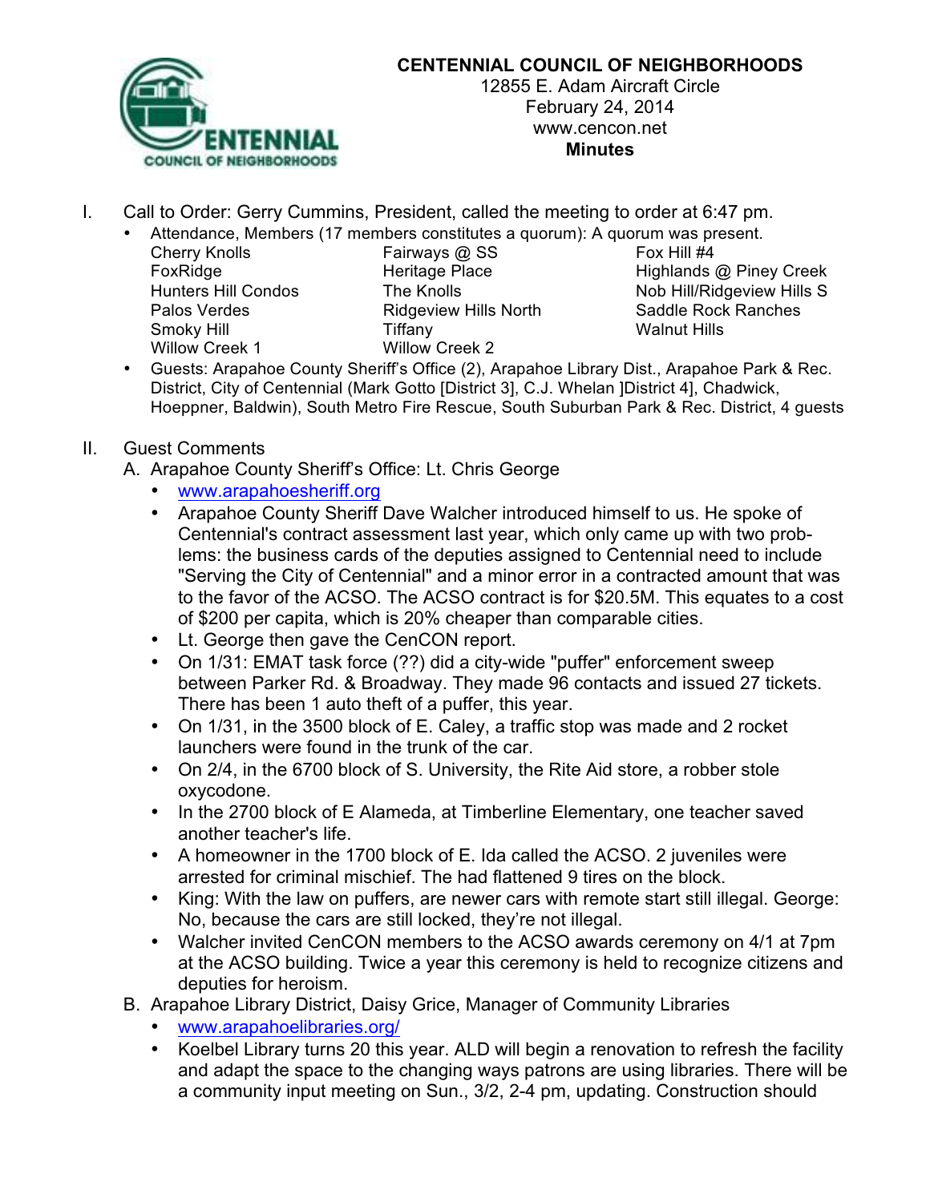# CENTENNIAL COUNCIL OF NEIGHBORHOODS

12855 E. Adam Aircraft Circle
February 24, 2014
www.cencon.net
**Minutes**

I. Call to Order: Gerry Cummins, President, called the meeting to order at 6:47 pm.
   - Attendance, Members (17 members constitutes a quorum): A quorum was present.

| | | |
|---|---|---|
| Cherry Knolls | Fairways @ SS | Fox Hill #4 |
| FoxRidge | Heritage Place | Highlands @ Piney Creek |
| Hunters Hill Condos | The Knolls | Nob Hill/Ridgeview Hills S |
| Palos Verdes | Ridgeview Hills North | Saddle Rock Ranches |
| Smoky Hill | Tiffany | Walnut Hills |
| Willow Creek 1 | Willow Creek 2 | |

   - Guests: Arapahoe County Sheriff's Office (2), Arapahoe Library Dist., Arapahoe Park & Rec. District, City of Centennial (Mark Gotto [District 3], C.J. Whelan ]District 4], Chadwick, Hoeppner, Baldwin), South Metro Fire Rescue, South Suburban Park & Rec. District, 4 guests

II. Guest Comments

A. Arapahoe County Sheriff's Office: Lt. Chris George
   - www.arapahoesheriff.org
   - Arapahoe County Sheriff Dave Walcher introduced himself to us. He spoke of Centennial's contract assessment last year, which only came up with two problems: the business cards of the deputies assigned to Centennial need to include "Serving the City of Centennial" and a minor error in a contracted amount that was to the favor of the ACSO. The ACSO contract is for $20.5M. This equates to a cost of $200 per capita, which is 20% cheaper than comparable cities.
   - Lt. George then gave the CenCON report.
   - On 1/31: EMAT task force (??) did a city-wide "puffer" enforcement sweep between Parker Rd. & Broadway. They made 96 contacts and issued 27 tickets. There has been 1 auto theft of a puffer, this year.
   - On 1/31, in the 3500 block of E. Caley, a traffic stop was made and 2 rocket launchers were found in the trunk of the car.
   - On 2/4, in the 6700 block of S. University, the Rite Aid store, a robber stole oxycodone.
   - In the 2700 block of E Alameda, at Timberline Elementary, one teacher saved another teacher's life.
   - A homeowner in the 1700 block of E. Ida called the ACSO. 2 juveniles were arrested for criminal mischief. The had flattened 9 tires on the block.
   - King: With the law on puffers, are newer cars with remote start still illegal. George: No, because the cars are still locked, they're not illegal.
   - Walcher invited CenCON members to the ACSO awards ceremony on 4/1 at 7pm at the ACSO building. Twice a year this ceremony is held to recognize citizens and deputies for heroism.

B. Arapahoe Library District, Daisy Grice, Manager of Community Libraries
   - www.arapahoelibraries.org/
   - Koelbel Library turns 20 this year. ALD will begin a renovation to refresh the facility and adapt the space to the changing ways patrons are using libraries. There will be a community input meeting on Sun., 3/2, 2-4 pm, updating. Construction should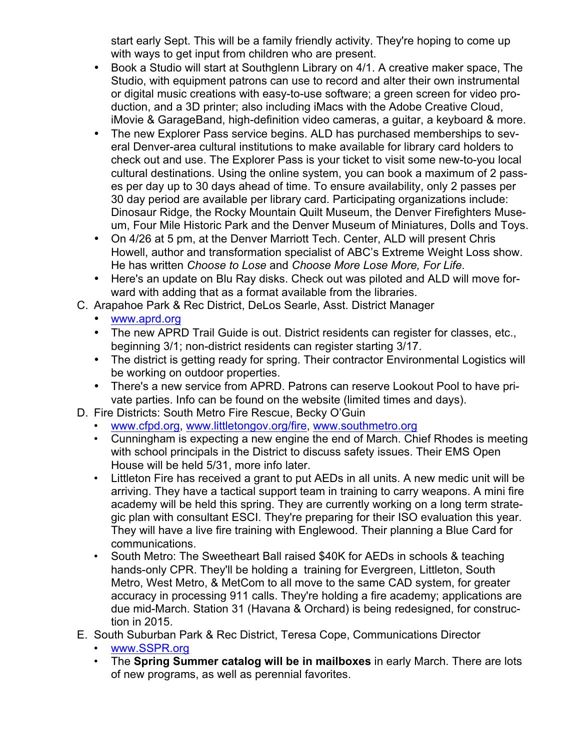start early Sept. This will be a family friendly activity. They're hoping to come up with ways to get input from children who are present.

- Book a Studio will start at Southglenn Library on 4/1. A creative maker space, The Studio, with equipment patrons can use to record and alter their own instrumental or digital music creations with easy-to-use software; a green screen for video production, and a 3D printer; also including iMacs with the Adobe Creative Cloud, iMovie & GarageBand, high-definition video cameras, a guitar, a keyboard & more.
- The new Explorer Pass service begins. ALD has purchased memberships to several Denver-area cultural institutions to make available for library card holders to check out and use. The Explorer Pass is your ticket to visit some new-to-you local cultural destinations. Using the online system, you can book a maximum of 2 passes per day up to 30 days ahead of time. To ensure availability, only 2 passes per 30 day period are available per library card. Participating organizations include: Dinosaur Ridge, the Rocky Mountain Quilt Museum, the Denver Firefighters Museum, Four Mile Historic Park and the Denver Museum of Miniatures, Dolls and Toys.
- On 4/26 at 5 pm, at the Denver Marriott Tech. Center, ALD will present Chris Howell, author and transformation specialist of ABC's Extreme Weight Loss show. He has written *Choose to Lose* and *Choose More Lose More, For Life*.
- Here's an update on Blu Ray disks. Check out was piloted and ALD will move forward with adding that as a format available from the libraries.

C. Arapahoe Park & Rec District, DeLos Searle, Asst. District Manager
- www.aprd.org
- The new APRD Trail Guide is out. District residents can register for classes, etc., beginning 3/1; non-district residents can register starting 3/17.
- The district is getting ready for spring. Their contractor Environmental Logistics will be working on outdoor properties.
- There's a new service from APRD. Patrons can reserve Lookout Pool to have private parties. Info can be found on the website (limited times and days).

D. Fire Districts: South Metro Fire Rescue, Becky O'Guin
- www.cfpd.org, www.littletongov.org/fire, www.southmetro.org
- Cunningham is expecting a new engine the end of March. Chief Rhodes is meeting with school principals in the District to discuss safety issues. Their EMS Open House will be held 5/31, more info later.
- Littleton Fire has received a grant to put AEDs in all units. A new medic unit will be arriving. They have a tactical support team in training to carry weapons. A mini fire academy will be held this spring. They are currently working on a long term strategic plan with consultant ESCI. They're preparing for their ISO evaluation this year. They will have a live fire training with Englewood. Their planning a Blue Card for communications.
- South Metro: The Sweetheart Ball raised $40K for AEDs in schools & teaching hands-only CPR. They'll be holding a training for Evergreen, Littleton, South Metro, West Metro, & MetCom to all move to the same CAD system, for greater accuracy in processing 911 calls. They're holding a fire academy; applications are due mid-March. Station 31 (Havana & Orchard) is being redesigned, for construction in 2015.

E. South Suburban Park & Rec District, Teresa Cope, Communications Director
- www.SSPR.org
- The **Spring Summer catalog will be in mailboxes** in early March. There are lots of new programs, as well as perennial favorites.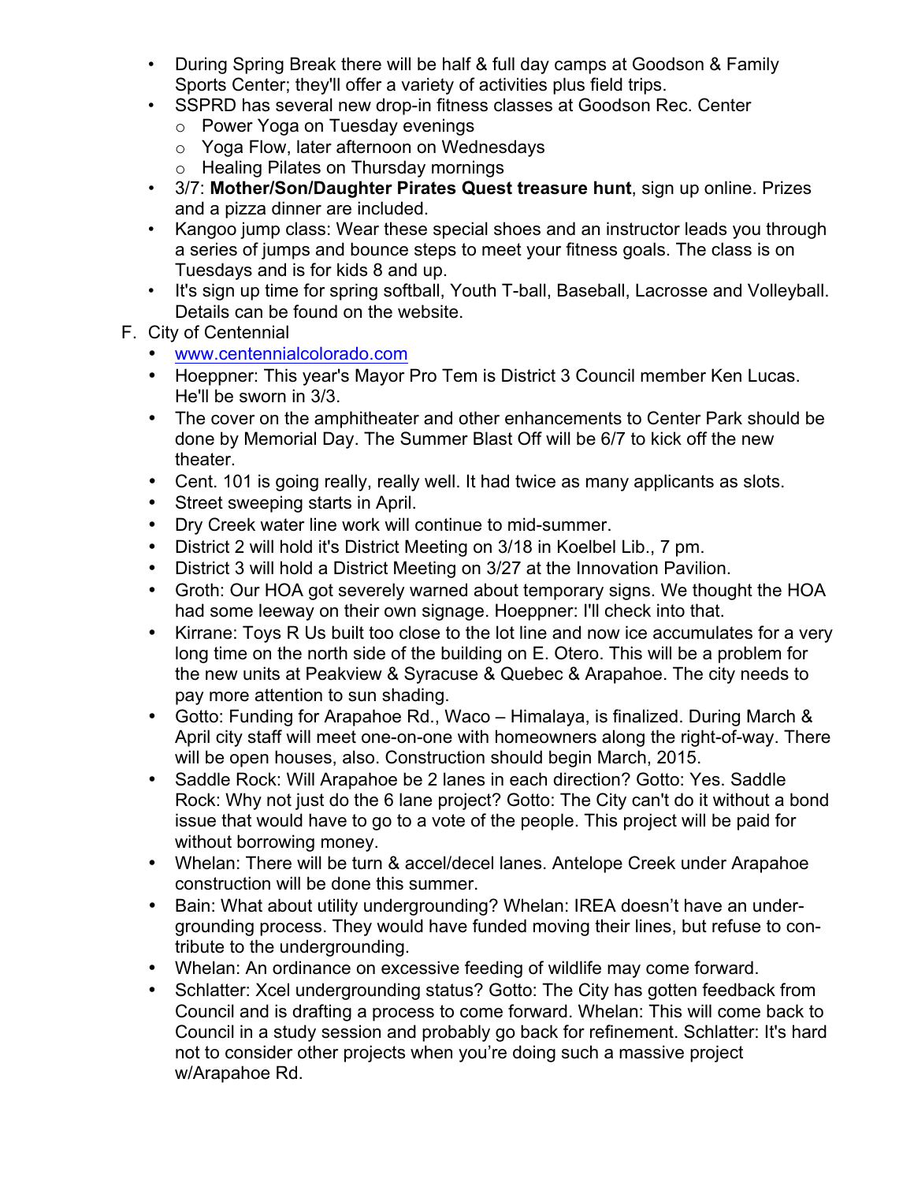- During Spring Break there will be half & full day camps at Goodson & Family Sports Center; they'll offer a variety of activities plus field trips.
- SSPRD has several new drop-in fitness classes at Goodson Rec. Center
  - Power Yoga on Tuesday evenings
  - Yoga Flow, later afternoon on Wednesdays
  - Healing Pilates on Thursday mornings
- 3/7: **Mother/Son/Daughter Pirates Quest treasure hunt**, sign up online. Prizes and a pizza dinner are included.
- Kangoo jump class: Wear these special shoes and an instructor leads you through a series of jumps and bounce steps to meet your fitness goals. The class is on Tuesdays and is for kids 8 and up.
- It's sign up time for spring softball, Youth T-ball, Baseball, Lacrosse and Volleyball. Details can be found on the website.

F. City of Centennial
- www.centennialcolorado.com
- Hoeppner: This year's Mayor Pro Tem is District 3 Council member Ken Lucas. He'll be sworn in 3/3.
- The cover on the amphitheater and other enhancements to Center Park should be done by Memorial Day. The Summer Blast Off will be 6/7 to kick off the new theater.
- Cent. 101 is going really, really well. It had twice as many applicants as slots.
- Street sweeping starts in April.
- Dry Creek water line work will continue to mid-summer.
- District 2 will hold it's District Meeting on 3/18 in Koelbel Lib., 7 pm.
- District 3 will hold a District Meeting on 3/27 at the Innovation Pavilion.
- Groth: Our HOA got severely warned about temporary signs. We thought the HOA had some leeway on their own signage. Hoeppner: I'll check into that.
- Kirrane: Toys R Us built too close to the lot line and now ice accumulates for a very long time on the north side of the building on E. Otero. This will be a problem for the new units at Peakview & Syracuse & Quebec & Arapahoe. The city needs to pay more attention to sun shading.
- Gotto: Funding for Arapahoe Rd., Waco – Himalaya, is finalized. During March & April city staff will meet one-on-one with homeowners along the right-of-way. There will be open houses, also. Construction should begin March, 2015.
- Saddle Rock: Will Arapahoe be 2 lanes in each direction? Gotto: Yes. Saddle Rock: Why not just do the 6 lane project? Gotto: The City can't do it without a bond issue that would have to go to a vote of the people. This project will be paid for without borrowing money.
- Whelan: There will be turn & accel/decel lanes. Antelope Creek under Arapahoe construction will be done this summer.
- Bain: What about utility undergrounding? Whelan: IREA doesn't have an undergrounding process. They would have funded moving their lines, but refuse to contribute to the undergrounding.
- Whelan: An ordinance on excessive feeding of wildlife may come forward.
- Schlatter: Xcel undergrounding status? Gotto: The City has gotten feedback from Council and is drafting a process to come forward. Whelan: This will come back to Council in a study session and probably go back for refinement. Schlatter: It's hard not to consider other projects when you're doing such a massive project w/Arapahoe Rd.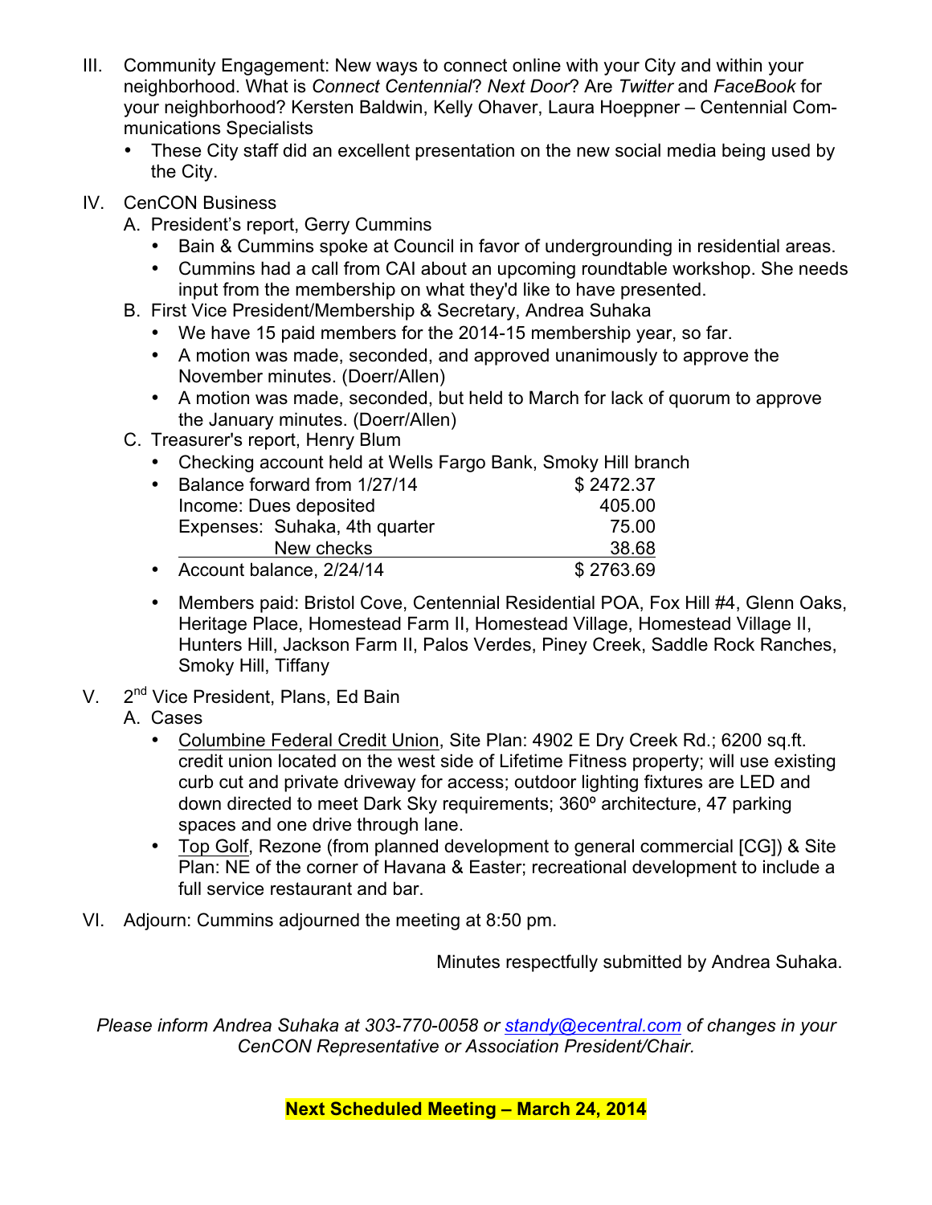III. Community Engagement: New ways to connect online with your City and within your neighborhood. What is *Connect Centennial*? *Next Door*? Are *Twitter* and *FaceBook* for your neighborhood? Kersten Baldwin, Kelly Ohaver, Laura Hoeppner – Centennial Communications Specialists

- These City staff did an excellent presentation on the new social media being used by the City.

IV. CenCON Business

A. President's report, Gerry Cummins

- Bain & Cummins spoke at Council in favor of undergrounding in residential areas.
- Cummins had a call from CAI about an upcoming roundtable workshop. She needs input from the membership on what they'd like to have presented.

B. First Vice President/Membership & Secretary, Andrea Suhaka

- We have 15 paid members for the 2014-15 membership year, so far.
- A motion was made, seconded, and approved unanimously to approve the November minutes. (Doerr/Allen)
- A motion was made, seconded, but held to March for lack of quorum to approve the January minutes. (Doerr/Allen)

C. Treasurer's report, Henry Blum

- Checking account held at Wells Fargo Bank, Smoky Hill branch

| | |
|---|---|
| • Balance forward from 1/27/14 | $ 2472.37 |
| Income: Dues deposited | 405.00 |
| Expenses: Suhaka, 4th quarter | 75.00 |
| New checks | 38.68 |
| • Account balance, 2/24/14 | $ 2763.69 |

- Members paid: Bristol Cove, Centennial Residential POA, Fox Hill #4, Glenn Oaks, Heritage Place, Homestead Farm II, Homestead Village, Homestead Village II, Hunters Hill, Jackson Farm II, Palos Verdes, Piney Creek, Saddle Rock Ranches, Smoky Hill, Tiffany

V. 2nd Vice President, Plans, Ed Bain

A. Cases

- Columbine Federal Credit Union, Site Plan: 4902 E Dry Creek Rd.; 6200 sq.ft. credit union located on the west side of Lifetime Fitness property; will use existing curb cut and private driveway for access; outdoor lighting fixtures are LED and down directed to meet Dark Sky requirements; 360º architecture, 47 parking spaces and one drive through lane.
- Top Golf, Rezone (from planned development to general commercial [CG]) & Site Plan: NE of the corner of Havana & Easter; recreational development to include a full service restaurant and bar.

VI. Adjourn: Cummins adjourned the meeting at 8:50 pm.

Minutes respectfully submitted by Andrea Suhaka.

*Please inform Andrea Suhaka at 303-770-0058 or standy@ecentral.com of changes in your CenCON Representative or Association President/Chair.*

**Next Scheduled Meeting – March 24, 2014**